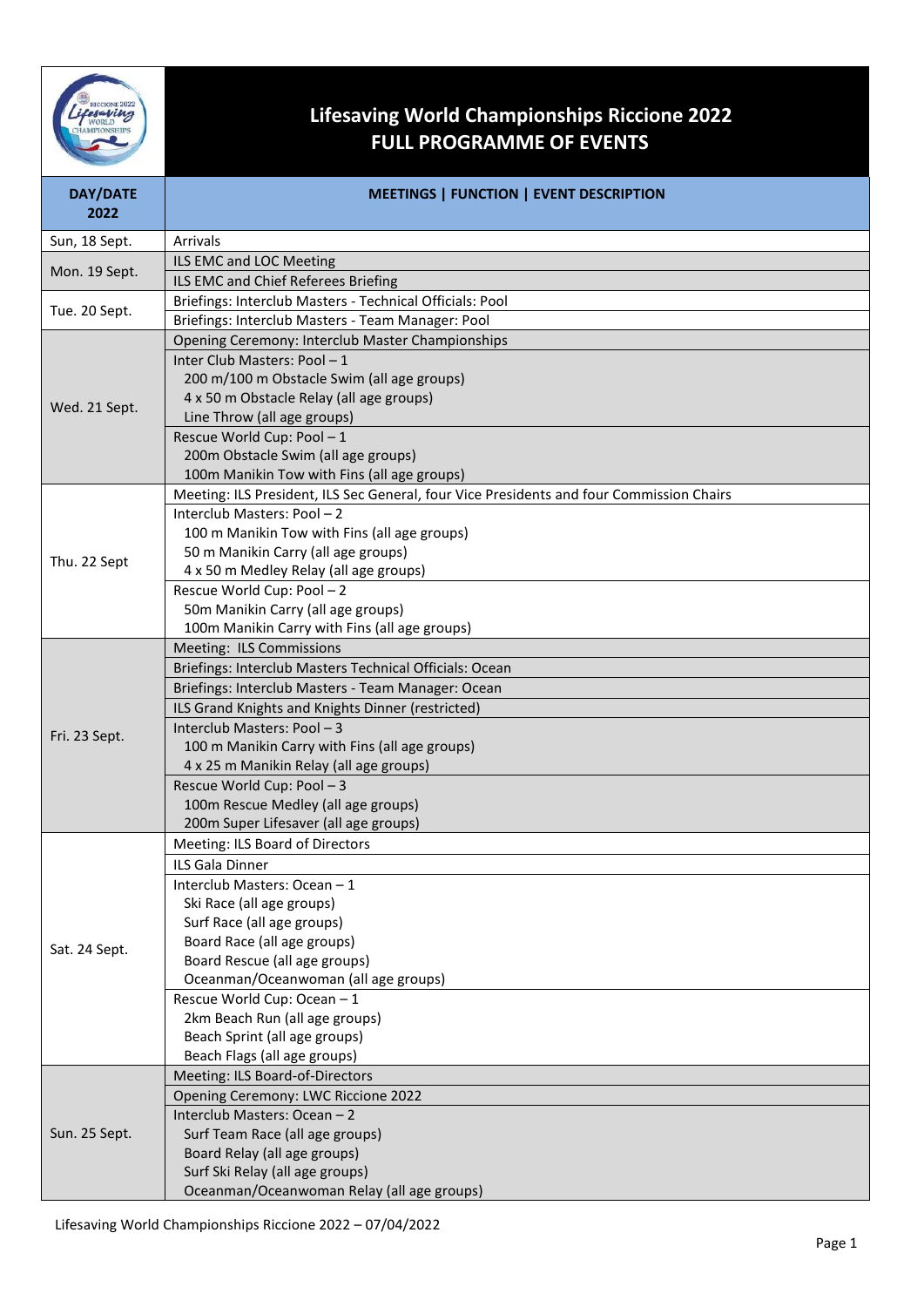# Lifesaving World Championships Riccione 2022
## FULL PROGRAMME OF EVENTS

| DAY/DATE 2022 | MEETINGS \| FUNCTION \| EVENT DESCRIPTION |
|---|---|
| Sun, 18 Sept. | Arrivals |
| Mon. 19 Sept. | ILS EMC and LOC Meeting |
| | ILS EMC and Chief Referees Briefing |
| Tue. 20 Sept. | Briefings: Interclub Masters - Technical Officials: Pool |
| | Briefings: Interclub Masters - Team Manager: Pool |
| Wed. 21 Sept. | Opening Ceremony: Interclub Master Championships |
| | Inter Club Masters: Pool – 1<br>200 m/100 m Obstacle Swim (all age groups)<br>4 x 50 m Obstacle Relay (all age groups)<br>Line Throw (all age groups) |
| | Rescue World Cup: Pool – 1<br>200m Obstacle Swim (all age groups)<br>100m Manikin Tow with Fins (all age groups) |
| Thu. 22 Sept | Meeting: ILS President, ILS Sec General, four Vice Presidents and four Commission Chairs |
| | Interclub Masters: Pool – 2<br>100 m Manikin Tow with Fins (all age groups)<br>50 m Manikin Carry (all age groups)<br>4 x 50 m Medley Relay (all age groups) |
| | Rescue World Cup: Pool – 2<br>50m Manikin Carry (all age groups)<br>100m Manikin Carry with Fins (all age groups) |
| Fri. 23 Sept. | Meeting: ILS Commissions |
| | Briefings: Interclub Masters Technical Officials: Ocean |
| | Briefings: Interclub Masters - Team Manager: Ocean |
| | ILS Grand Knights and Knights Dinner (restricted) |
| | Interclub Masters: Pool – 3<br>100 m Manikin Carry with Fins (all age groups)<br>4 x 25 m Manikin Relay (all age groups) |
| | Rescue World Cup: Pool – 3<br>100m Rescue Medley (all age groups)<br>200m Super Lifesaver (all age groups) |
| Sat. 24 Sept. | Meeting: ILS Board of Directors |
| | ILS Gala Dinner |
| | Interclub Masters: Ocean – 1<br>Ski Race (all age groups)<br>Surf Race (all age groups)<br>Board Race (all age groups)<br>Board Rescue (all age groups)<br>Oceanman/Oceanwoman (all age groups) |
| | Rescue World Cup: Ocean – 1<br>2km Beach Run (all age groups)<br>Beach Sprint (all age groups)<br>Beach Flags (all age groups) |
| Sun. 25 Sept. | Meeting: ILS Board-of-Directors |
| | Opening Ceremony: LWC Riccione 2022 |
| | Interclub Masters: Ocean – 2<br>Surf Team Race (all age groups)<br>Board Relay (all age groups)<br>Surf Ski Relay (all age groups)<br>Oceanman/Oceanwoman Relay (all age groups) |

Lifesaving World Championships Riccione 2022 – 07/04/2022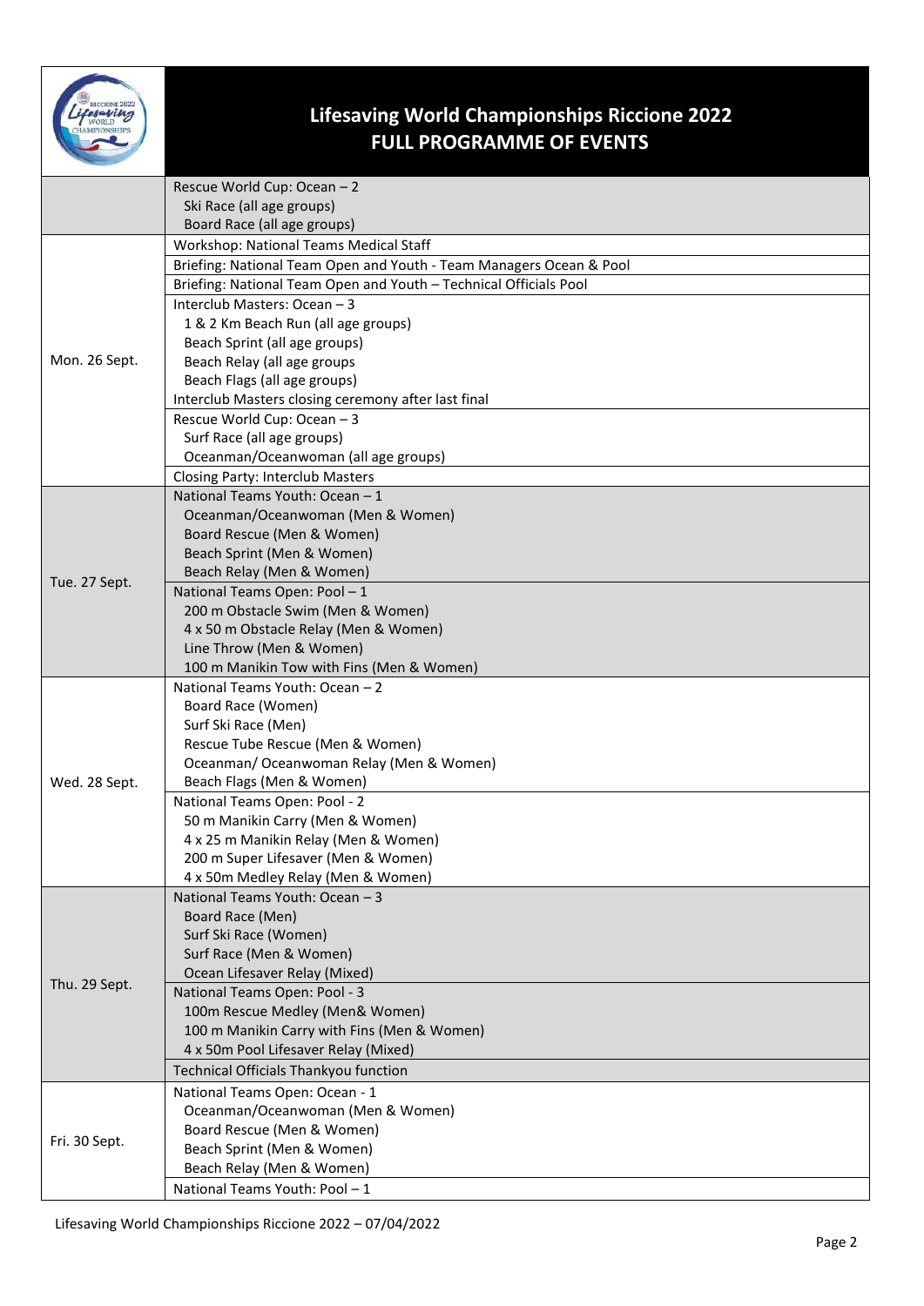# Lifesaving World Championships Riccione 2022
# FULL PROGRAMME OF EVENTS

| Date | Events |
|---|---|
| | Rescue World Cup: Ocean – 2<br>Ski Race (all age groups)<br>Board Race (all age groups) |
| Mon. 26 Sept. | Workshop: National Teams Medical Staff |
| | Briefing: National Team Open and Youth - Team Managers Ocean & Pool |
| | Briefing: National Team Open and Youth – Technical Officials Pool |
| | Interclub Masters: Ocean – 3<br>1 & 2 Km Beach Run (all age groups)<br>Beach Sprint (all age groups)<br>Beach Relay (all age groups<br>Beach Flags (all age groups)<br>Interclub Masters closing ceremony after last final |
| | Rescue World Cup: Ocean – 3<br>Surf Race (all age groups)<br>Oceanman/Oceanwoman (all age groups) |
| | Closing Party: Interclub Masters |
| Tue. 27 Sept. | National Teams Youth: Ocean – 1<br>Oceanman/Oceanwoman (Men & Women)<br>Board Rescue (Men & Women)<br>Beach Sprint (Men & Women)<br>Beach Relay (Men & Women) |
| | National Teams Open: Pool – 1<br>200 m Obstacle Swim (Men & Women)<br>4 x 50 m Obstacle Relay (Men & Women)<br>Line Throw (Men & Women)<br>100 m Manikin Tow with Fins (Men & Women) |
| Wed. 28 Sept. | National Teams Youth: Ocean – 2<br>Board Race (Women)<br>Surf Ski Race (Men)<br>Rescue Tube Rescue (Men & Women)<br>Oceanman/ Oceanwoman Relay (Men & Women)<br>Beach Flags (Men & Women) |
| | National Teams Open: Pool - 2<br>50 m Manikin Carry (Men & Women)<br>4 x 25 m Manikin Relay (Men & Women)<br>200 m Super Lifesaver (Men & Women)<br>4 x 50m Medley Relay (Men & Women) |
| Thu. 29 Sept. | National Teams Youth: Ocean – 3<br>Board Race (Men)<br>Surf Ski Race (Women)<br>Surf Race (Men & Women)<br>Ocean Lifesaver Relay (Mixed) |
| | National Teams Open: Pool - 3<br>100m Rescue Medley (Men& Women)<br>100 m Manikin Carry with Fins (Men & Women)<br>4 x 50m Pool Lifesaver Relay (Mixed) |
| | Technical Officials Thankyou function |
| Fri. 30 Sept. | National Teams Open: Ocean - 1<br>Oceanman/Oceanwoman (Men & Women)<br>Board Rescue (Men & Women)<br>Beach Sprint (Men & Women)<br>Beach Relay (Men & Women) |
| | National Teams Youth: Pool – 1 |

Lifesaving World Championships Riccione 2022 – 07/04/2022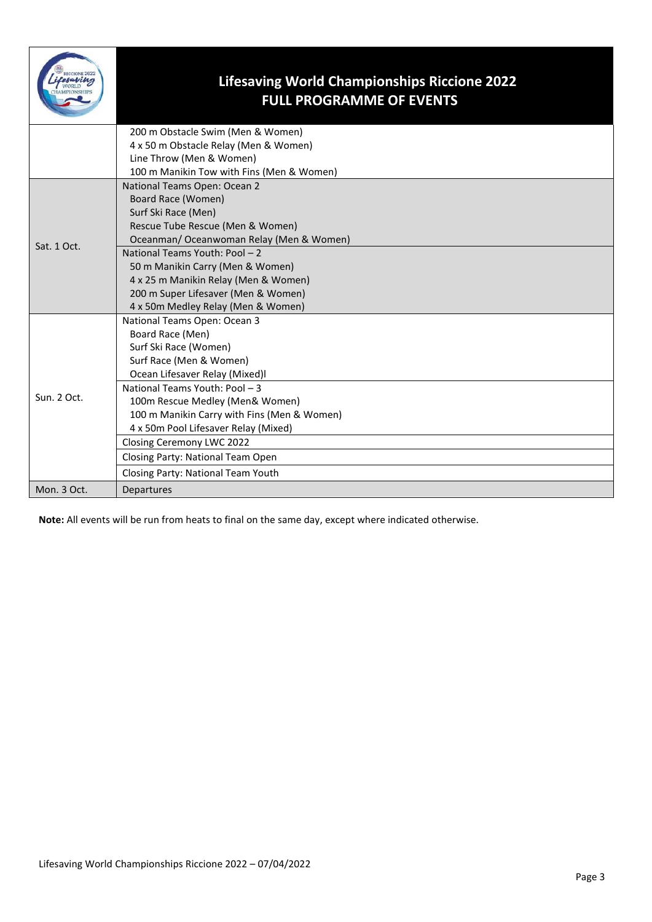# Lifesaving World Championships Riccione 2022
## FULL PROGRAMME OF EVENTS

| | |
|---|---|
| | 200 m Obstacle Swim (Men & Women)<br>4 x 50 m Obstacle Relay (Men & Women)<br>Line Throw (Men & Women)<br>100 m Manikin Tow with Fins (Men & Women) |
| Sat. 1 Oct. | National Teams Open: Ocean 2<br>Board Race (Women)<br>Surf Ski Race (Men)<br>Rescue Tube Rescue (Men & Women)<br>Oceanman/ Oceanwoman Relay (Men & Women) |
| | National Teams Youth: Pool – 2<br>50 m Manikin Carry (Men & Women)<br>4 x 25 m Manikin Relay (Men & Women)<br>200 m Super Lifesaver (Men & Women)<br>4 x 50m Medley Relay (Men & Women) |
| Sun. 2 Oct. | National Teams Open: Ocean 3<br>Board Race (Men)<br>Surf Ski Race (Women)<br>Surf Race (Men & Women)<br>Ocean Lifesaver Relay (Mixed)l |
| | National Teams Youth: Pool – 3<br>100m Rescue Medley (Men& Women)<br>100 m Manikin Carry with Fins (Men & Women)<br>4 x 50m Pool Lifesaver Relay (Mixed) |
| | Closing Ceremony LWC 2022 |
| | Closing Party: National Team Open |
| | Closing Party: National Team Youth |
| Mon. 3 Oct. | Departures |

**Note:** All events will be run from heats to final on the same day, except where indicated otherwise.

Lifesaving World Championships Riccione 2022 – 07/04/2022